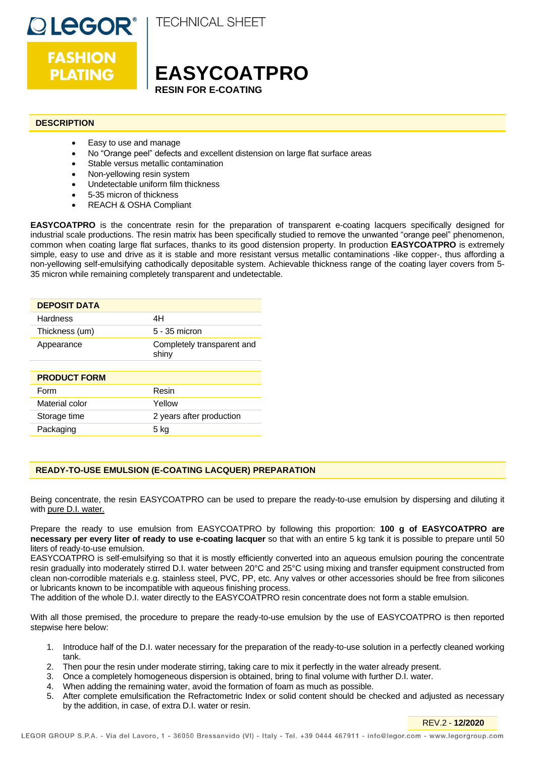LEGOR® FASHION PLATING

TECHNICAL SHEET

# EASYCOATPRO

**RESIN FOR E-COATING**

## DESCRIPTION

- Easy to use and manage
- No "Orange peel" defects and excellent distension on large flat surface areas
- Stable versus metallic contamination
- Non-yellowing resin system
- Undetectable uniform film thickness
- 5-35 micron of thickness
- REACH & OSHA Compliant

**EASYCOATPRO** is the concentrate resin for the preparation of transparent e-coating lacquers specifically designed for industrial scale productions. The resin matrix has been specifically studied to remove the unwanted "orange peel" phenomenon, common when coating large flat surfaces, thanks to its good distension property. In production **EASYCOATPRO** is extremely simple, easy to use and drive as it is stable and more resistant versus metallic contaminations -like copper-, thus affording a non-yellowing self-emulsifying cathodically depositable system. Achievable thickness range of the coating layer covers from 5-35 micron while remaining completely transparent and undetectable.

| DEPOSIT DATA | |
|---|---|
| Hardness | 4H |
| Thickness (um) | 5 - 35 micron |
| Appearance | Completely transparent and shiny |

| PRODUCT FORM | |
|---|---|
| Form | Resin |
| Material color | Yellow |
| Storage time | 2 years after production |
| Packaging | 5 kg |

## READY-TO-USE EMULSION (E-COATING LACQUER) PREPARATION

Being concentrate, the resin EASYCOATPRO can be used to prepare the ready-to-use emulsion by dispersing and diluting it with pure D.I. water.

Prepare the ready to use emulsion from EASYCOATPRO by following this proportion: **100 g of EASYCOATPRO are necessary per every liter of ready to use e-coating lacquer** so that with an entire 5 kg tank it is possible to prepare until 50 liters of ready-to-use emulsion.
EASYCOATPRO is self-emulsifying so that it is mostly efficiently converted into an aqueous emulsion pouring the concentrate resin gradually into moderately stirred D.I. water between 20°C and 25°C using mixing and transfer equipment constructed from clean non-corrodible materials e.g. stainless steel, PVC, PP, etc. Any valves or other accessories should be free from silicones or lubricants known to be incompatible with aqueous finishing process.
The addition of the whole D.I. water directly to the EASYCOATPRO resin concentrate does not form a stable emulsion.

With all those premised, the procedure to prepare the ready-to-use emulsion by the use of EASYCOATPRO is then reported stepwise here below:

1. Introduce half of the D.I. water necessary for the preparation of the ready-to-use solution in a perfectly cleaned working tank.
2. Then pour the resin under moderate stirring, taking care to mix it perfectly in the water already present.
3. Once a completely homogeneous dispersion is obtained, bring to final volume with further D.I. water.
4. When adding the remaining water, avoid the formation of foam as much as possible.
5. After complete emulsification the Refractometric Index or solid content should be checked and adjusted as necessary by the addition, in case, of extra D.I. water or resin.

REV.2 - **12/2020**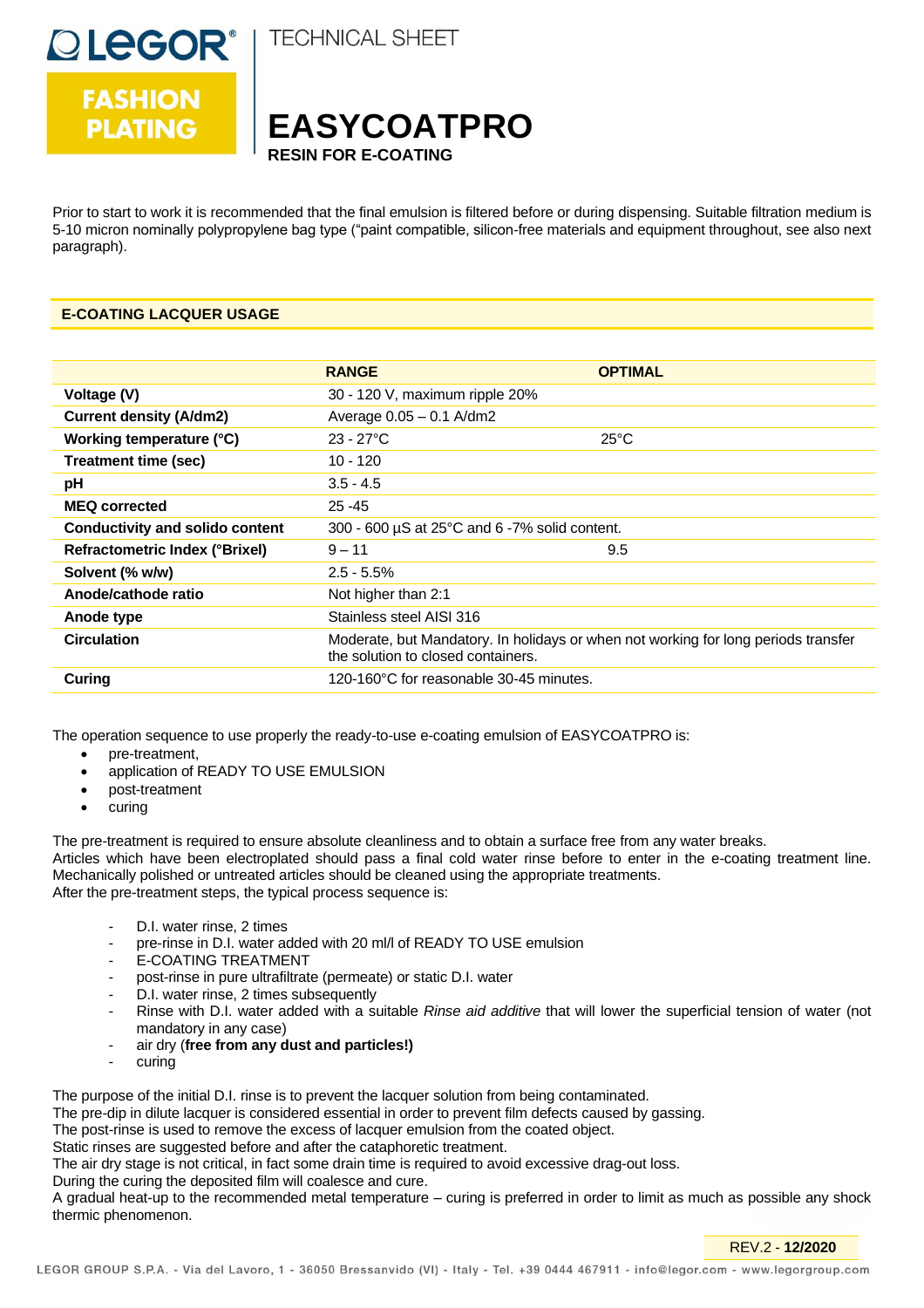Prior to start to work it is recommended that the final emulsion is filtered before or during dispensing. Suitable filtration medium is 5-10 micron nominally polypropylene bag type ("paint compatible, silicon-free materials and equipment throughout, see also next paragraph).

## E-COATING LACQUER USAGE

| | RANGE | OPTIMAL |
|---|---|---|
| **Voltage (V)** | 30 - 120 V, maximum ripple 20% | |
| **Current density (A/dm2)** | Average 0.05 – 0.1 A/dm2 | |
| **Working temperature (°C)** | 23 - 27°C | 25°C |
| **Treatment time (sec)** | 10 - 120 | |
| **pH** | 3.5 - 4.5 | |
| **MEQ corrected** | 25 -45 | |
| **Conductivity and solido content** | 300 - 600 µS at 25°C and 6 -7% solid content. | |
| **Refractometric Index (°Brixel)** | 9 – 11 | 9.5 |
| **Solvent (% w/w)** | 2.5 - 5.5% | |
| **Anode/cathode ratio** | Not higher than 2:1 | |
| **Anode type** | Stainless steel AISI 316 | |
| **Circulation** | Moderate, but Mandatory. In holidays or when not working for long periods transfer the solution to closed containers. | |
| **Curing** | 120-160°C for reasonable 30-45 minutes. | |

The operation sequence to use properly the ready-to-use e-coating emulsion of EASYCOATPRO is:

- pre-treatment,
- application of READY TO USE EMULSION
- post-treatment
- curing

The pre-treatment is required to ensure absolute cleanliness and to obtain a surface free from any water breaks.
Articles which have been electroplated should pass a final cold water rinse before to enter in the e-coating treatment line. Mechanically polished or untreated articles should be cleaned using the appropriate treatments.
After the pre-treatment steps, the typical process sequence is:

- D.I. water rinse, 2 times
- pre-rinse in D.I. water added with 20 ml/l of READY TO USE emulsion
- E-COATING TREATMENT
- post-rinse in pure ultrafiltrate (permeate) or static D.I. water
- D.I. water rinse, 2 times subsequently
- Rinse with D.I. water added with a suitable *Rinse aid additive* that will lower the superficial tension of water (not mandatory in any case)
- air dry (**free from any dust and particles!)**
- curing

The purpose of the initial D.I. rinse is to prevent the lacquer solution from being contaminated.
The pre-dip in dilute lacquer is considered essential in order to prevent film defects caused by gassing.
The post-rinse is used to remove the excess of lacquer emulsion from the coated object.
Static rinses are suggested before and after the cataphoretic treatment.
The air dry stage is not critical, in fact some drain time is required to avoid excessive drag-out loss.
During the curing the deposited film will coalesce and cure.
A gradual heat-up to the recommended metal temperature – curing is preferred in order to limit as much as possible any shock thermic phenomenon.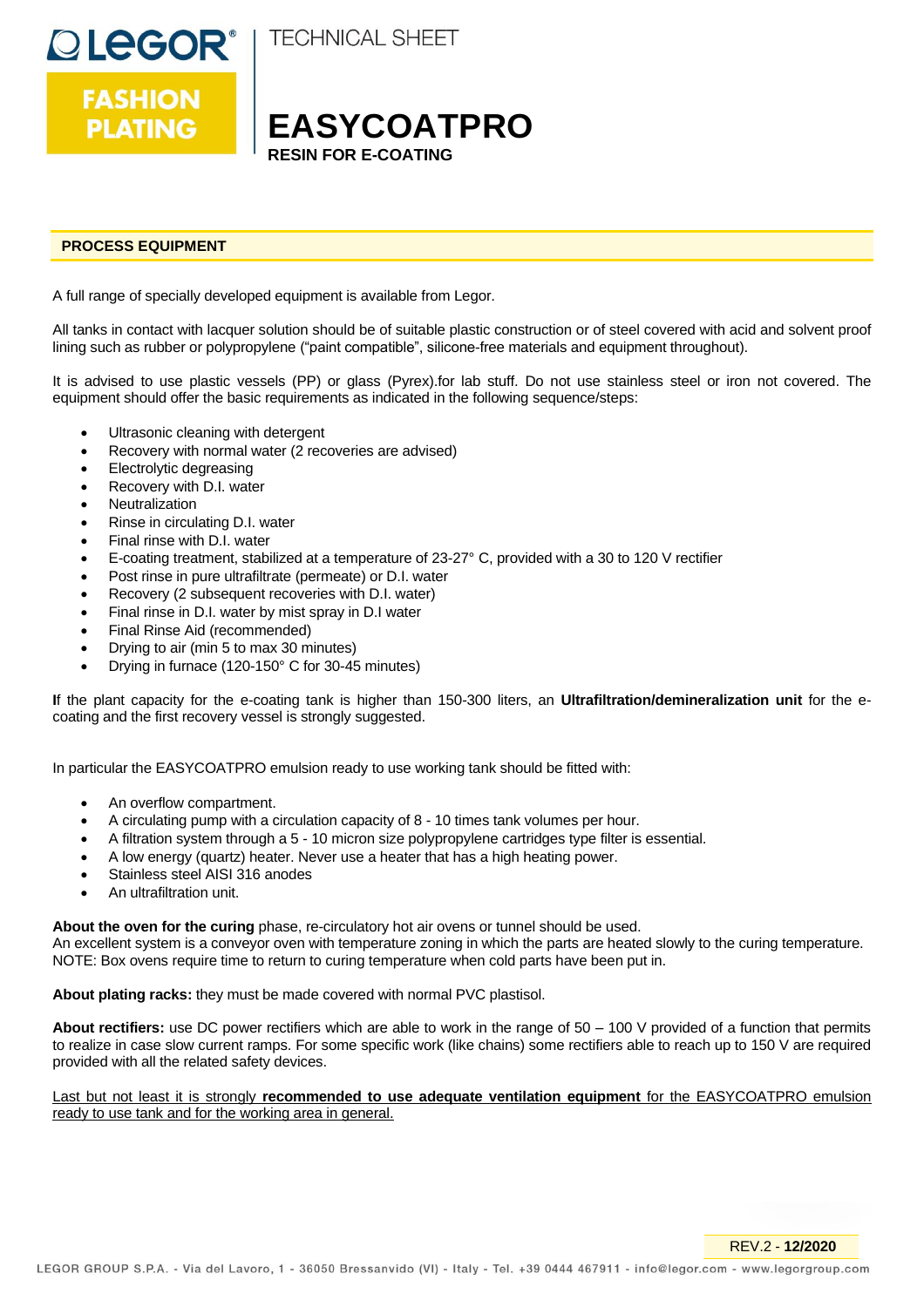# EASYCOATPRO

**RESIN FOR E-COATING**

## PROCESS EQUIPMENT

A full range of specially developed equipment is available from Legor.

All tanks in contact with lacquer solution should be of suitable plastic construction or of steel covered with acid and solvent proof lining such as rubber or polypropylene ("paint compatible", silicone-free materials and equipment throughout).

It is advised to use plastic vessels (PP) or glass (Pyrex).for lab stuff. Do not use stainless steel or iron not covered. The equipment should offer the basic requirements as indicated in the following sequence/steps:

- Ultrasonic cleaning with detergent
- Recovery with normal water (2 recoveries are advised)
- Electrolytic degreasing
- Recovery with D.I. water
- Neutralization
- Rinse in circulating D.I. water
- Final rinse with D.I. water
- E-coating treatment, stabilized at a temperature of 23-27° C, provided with a 30 to 120 V rectifier
- Post rinse in pure ultrafiltrate (permeate) or D.I. water
- Recovery (2 subsequent recoveries with D.I. water)
- Final rinse in D.I. water by mist spray in D.I water
- Final Rinse Aid (recommended)
- Drying to air (min 5 to max 30 minutes)
- Drying in furnace (120-150° C for 30-45 minutes)

**I**f the plant capacity for the e-coating tank is higher than 150-300 liters, an **Ultrafiltration/demineralization unit** for the e-coating and the first recovery vessel is strongly suggested.

In particular the EASYCOATPRO emulsion ready to use working tank should be fitted with:

- An overflow compartment.
- A circulating pump with a circulation capacity of 8 - 10 times tank volumes per hour.
- A filtration system through a 5 - 10 micron size polypropylene cartridges type filter is essential.
- A low energy (quartz) heater. Never use a heater that has a high heating power.
- Stainless steel AISI 316 anodes
- An ultrafiltration unit.

**About the oven for the curing** phase, re-circulatory hot air ovens or tunnel should be used.
An excellent system is a conveyor oven with temperature zoning in which the parts are heated slowly to the curing temperature.
NOTE: Box ovens require time to return to curing temperature when cold parts have been put in.

**About plating racks:** they must be made covered with normal PVC plastisol.

**About rectifiers:** use DC power rectifiers which are able to work in the range of 50 – 100 V provided of a function that permits to realize in case slow current ramps. For some specific work (like chains) some rectifiers able to reach up to 150 V are required provided with all the related safety devices.

Last but not least it is strongly **recommended to use adequate ventilation equipment** for the EASYCOATPRO emulsion ready to use tank and for the working area in general.

REV.2 - **12/2020**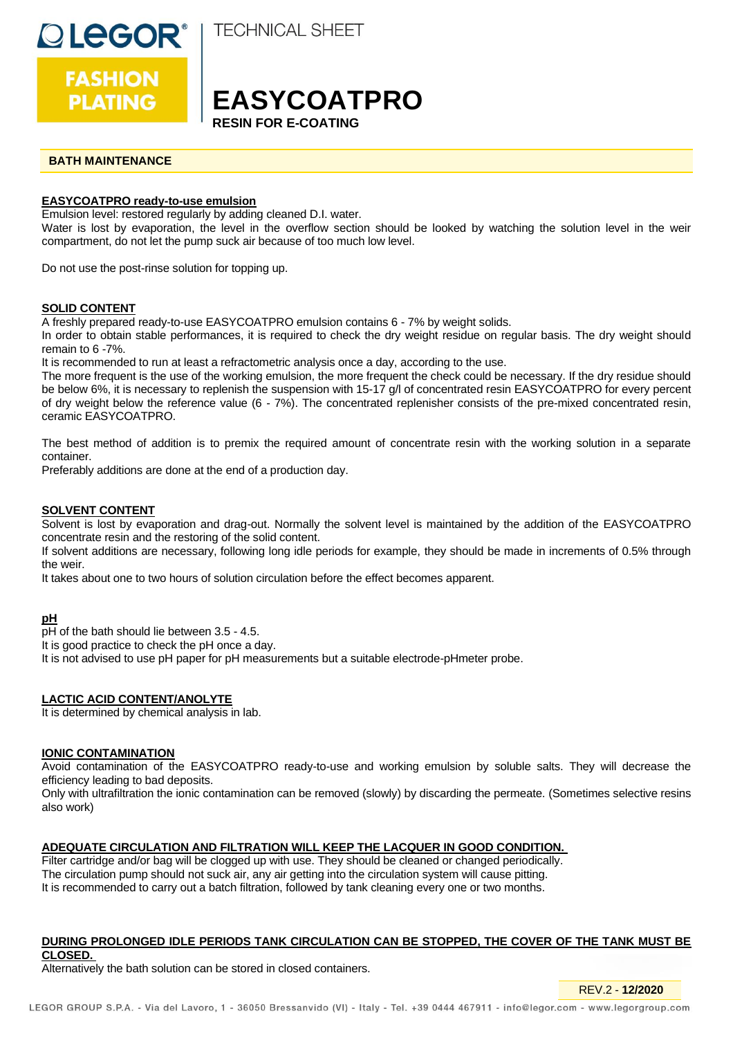# EASYCOATPRO

**RESIN FOR E-COATING**

## BATH MAINTENANCE

**EASYCOATPRO ready-to-use emulsion**

Emulsion level: restored regularly by adding cleaned D.I. water.

Water is lost by evaporation, the level in the overflow section should be looked by watching the solution level in the weir compartment, do not let the pump suck air because of too much low level.

Do not use the post-rinse solution for topping up.

**SOLID CONTENT**

A freshly prepared ready-to-use EASYCOATPRO emulsion contains 6 - 7% by weight solids.

In order to obtain stable performances, it is required to check the dry weight residue on regular basis. The dry weight should remain to 6 -7%.

It is recommended to run at least a refractometric analysis once a day, according to the use.

The more frequent is the use of the working emulsion, the more frequent the check could be necessary. If the dry residue should be below 6%, it is necessary to replenish the suspension with 15-17 g/l of concentrated resin EASYCOATPRO for every percent of dry weight below the reference value (6 - 7%). The concentrated replenisher consists of the pre-mixed concentrated resin, ceramic EASYCOATPRO.

The best method of addition is to premix the required amount of concentrate resin with the working solution in a separate container.

Preferably additions are done at the end of a production day.

**SOLVENT CONTENT**

Solvent is lost by evaporation and drag-out. Normally the solvent level is maintained by the addition of the EASYCOATPRO concentrate resin and the restoring of the solid content.

If solvent additions are necessary, following long idle periods for example, they should be made in increments of 0.5% through the weir.

It takes about one to two hours of solution circulation before the effect becomes apparent.

**pH**

pH of the bath should lie between 3.5 - 4.5.

It is good practice to check the pH once a day.

It is not advised to use pH paper for pH measurements but a suitable electrode-pHmeter probe.

**LACTIC ACID CONTENT/ANOLYTE**

It is determined by chemical analysis in lab.

**IONIC CONTAMINATION**

Avoid contamination of the EASYCOATPRO ready-to-use and working emulsion by soluble salts. They will decrease the efficiency leading to bad deposits.

Only with ultrafiltration the ionic contamination can be removed (slowly) by discarding the permeate. (Sometimes selective resins also work)

**ADEQUATE CIRCULATION AND FILTRATION WILL KEEP THE LACQUER IN GOOD CONDITION.**

Filter cartridge and/or bag will be clogged up with use. They should be cleaned or changed periodically.

The circulation pump should not suck air, any air getting into the circulation system will cause pitting.

It is recommended to carry out a batch filtration, followed by tank cleaning every one or two months.

**DURING PROLONGED IDLE PERIODS TANK CIRCULATION CAN BE STOPPED, THE COVER OF THE TANK MUST BE CLOSED.**

Alternatively the bath solution can be stored in closed containers.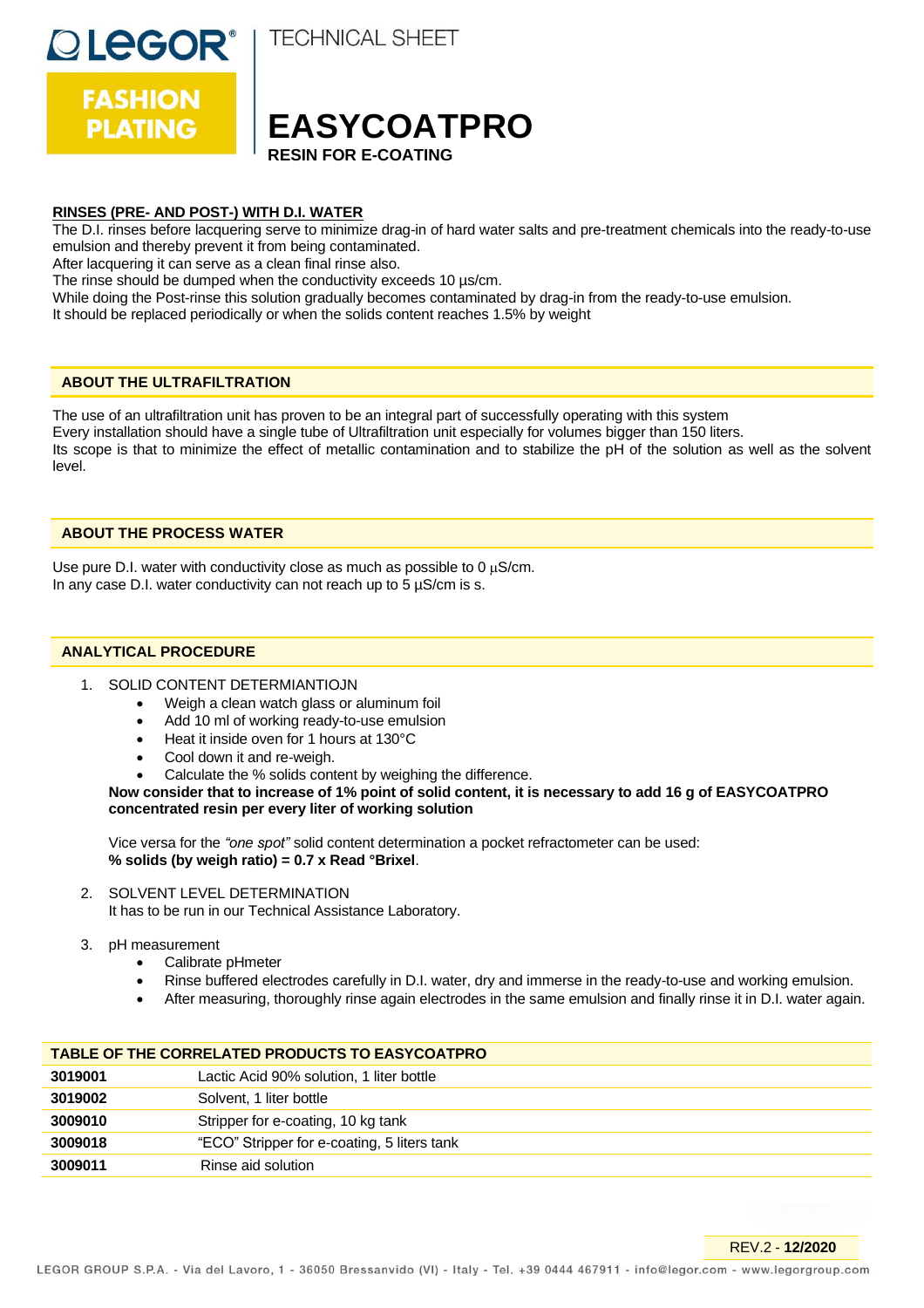## RINSES (PRE- AND POST-) WITH D.I. WATER

The D.I. rinses before lacquering serve to minimize drag-in of hard water salts and pre-treatment chemicals into the ready-to-use emulsion and thereby prevent it from being contaminated.
After lacquering it can serve as a clean final rinse also.
The rinse should be dumped when the conductivity exceeds 10 µs/cm.
While doing the Post-rinse this solution gradually becomes contaminated by drag-in from the ready-to-use emulsion.
It should be replaced periodically or when the solids content reaches 1.5% by weight

## ABOUT THE ULTRAFILTRATION

The use of an ultrafiltration unit has proven to be an integral part of successfully operating with this system
Every installation should have a single tube of Ultrafiltration unit especially for volumes bigger than 150 liters.
Its scope is that to minimize the effect of metallic contamination and to stabilize the pH of the solution as well as the solvent level.

## ABOUT THE PROCESS WATER

Use pure D.I. water with conductivity close as much as possible to 0 µS/cm.
In any case D.I. water conductivity can not reach up to 5 µS/cm is s.

## ANALYTICAL PROCEDURE

1. SOLID CONTENT DETERMIANTIOJN
   - Weigh a clean watch glass or aluminum foil
   - Add 10 ml of working ready-to-use emulsion
   - Heat it inside oven for 1 hours at 130°C
   - Cool down it and re-weigh.
   - Calculate the % solids content by weighing the difference.

   **Now consider that to increase of 1% point of solid content, it is necessary to add 16 g of EASYCOATPRO concentrated resin per every liter of working solution**

   Vice versa for the *"one spot"* solid content determination a pocket refractometer can be used:
   **% solids (by weigh ratio) = 0.7 x Read °Brixel**.

2. SOLVENT LEVEL DETERMINATION
   It has to be run in our Technical Assistance Laboratory.

3. pH measurement
   - Calibrate pHmeter
   - Rinse buffered electrodes carefully in D.I. water, dry and immerse in the ready-to-use and working emulsion.
   - After measuring, thoroughly rinse again electrodes in the same emulsion and finally rinse it in D.I. water again.

| TABLE OF THE CORRELATED PRODUCTS TO EASYCOATPRO | |
|---|---|
| **3019001** | Lactic Acid 90% solution, 1 liter bottle |
| **3019002** | Solvent, 1 liter bottle |
| **3009010** | Stripper for e-coating, 10 kg tank |
| **3009018** | "ECO" Stripper for e-coating, 5 liters tank |
| **3009011** | Rinse aid solution |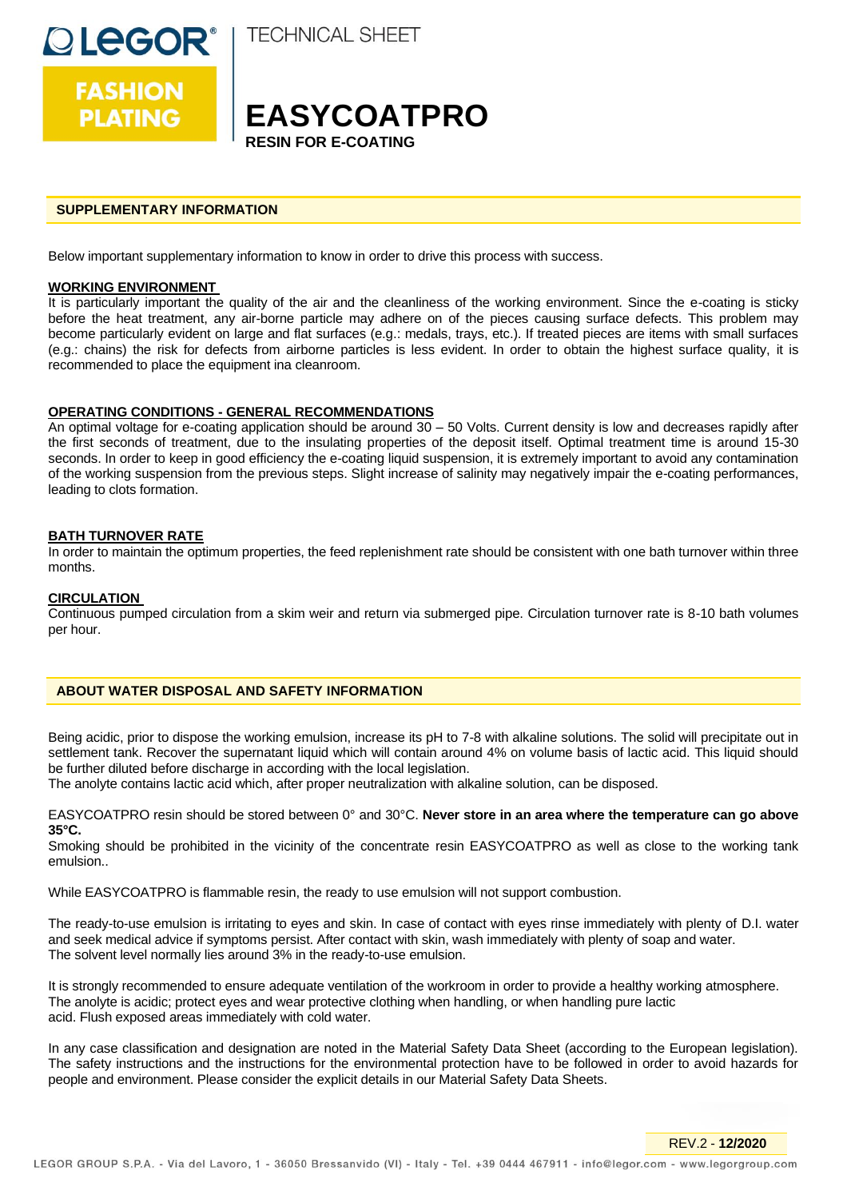# EASYCOATPRO

**RESIN FOR E-COATING**

## SUPPLEMENTARY INFORMATION

Below important supplementary information to know in order to drive this process with success.

### WORKING ENVIRONMENT

It is particularly important the quality of the air and the cleanliness of the working environment. Since the e-coating is sticky before the heat treatment, any air-borne particle may adhere on of the pieces causing surface defects. This problem may become particularly evident on large and flat surfaces (e.g.: medals, trays, etc.). If treated pieces are items with small surfaces (e.g.: chains) the risk for defects from airborne particles is less evident. In order to obtain the highest surface quality, it is recommended to place the equipment ina cleanroom.

### OPERATING CONDITIONS - GENERAL RECOMMENDATIONS

An optimal voltage for e-coating application should be around 30 – 50 Volts. Current density is low and decreases rapidly after the first seconds of treatment, due to the insulating properties of the deposit itself. Optimal treatment time is around 15-30 seconds. In order to keep in good efficiency the e-coating liquid suspension, it is extremely important to avoid any contamination of the working suspension from the previous steps. Slight increase of salinity may negatively impair the e-coating performances, leading to clots formation.

### BATH TURNOVER RATE

In order to maintain the optimum properties, the feed replenishment rate should be consistent with one bath turnover within three months.

### CIRCULATION

Continuous pumped circulation from a skim weir and return via submerged pipe. Circulation turnover rate is 8-10 bath volumes per hour.

## ABOUT WATER DISPOSAL AND SAFETY INFORMATION

Being acidic, prior to dispose the working emulsion, increase its pH to 7-8 with alkaline solutions. The solid will precipitate out in settlement tank. Recover the supernatant liquid which will contain around 4% on volume basis of lactic acid. This liquid should be further diluted before discharge in according with the local legislation.
The anolyte contains lactic acid which, after proper neutralization with alkaline solution, can be disposed.

EASYCOATPRO resin should be stored between 0° and 30°C. **Never store in an area where the temperature can go above 35°C.**
Smoking should be prohibited in the vicinity of the concentrate resin EASYCOATPRO as well as close to the working tank emulsion..

While EASYCOATPRO is flammable resin, the ready to use emulsion will not support combustion.

The ready-to-use emulsion is irritating to eyes and skin. In case of contact with eyes rinse immediately with plenty of D.I. water and seek medical advice if symptoms persist. After contact with skin, wash immediately with plenty of soap and water.
The solvent level normally lies around 3% in the ready-to-use emulsion.

It is strongly recommended to ensure adequate ventilation of the workroom in order to provide a healthy working atmosphere.
The anolyte is acidic; protect eyes and wear protective clothing when handling, or when handling pure lactic acid. Flush exposed areas immediately with cold water.

In any case classification and designation are noted in the Material Safety Data Sheet (according to the European legislation). The safety instructions and the instructions for the environmental protection have to be followed in order to avoid hazards for people and environment. Please consider the explicit details in our Material Safety Data Sheets.

REV.2 - **12/2020**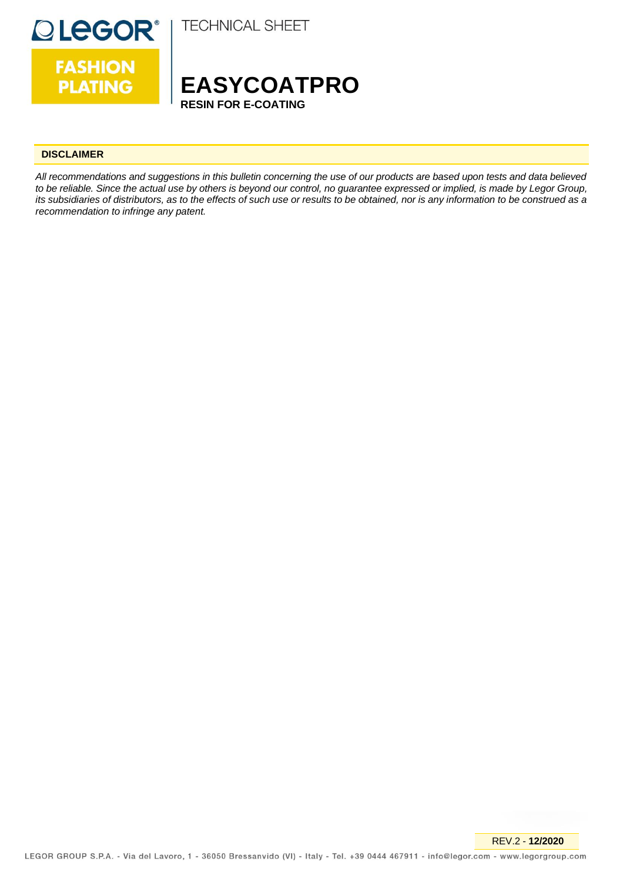## DISCLAIMER

*All recommendations and suggestions in this bulletin concerning the use of our products are based upon tests and data believed to be reliable. Since the actual use by others is beyond our control, no guarantee expressed or implied, is made by Legor Group, its subsidiaries of distributors, as to the effects of such use or results to be obtained, nor is any information to be construed as a recommendation to infringe any patent.*